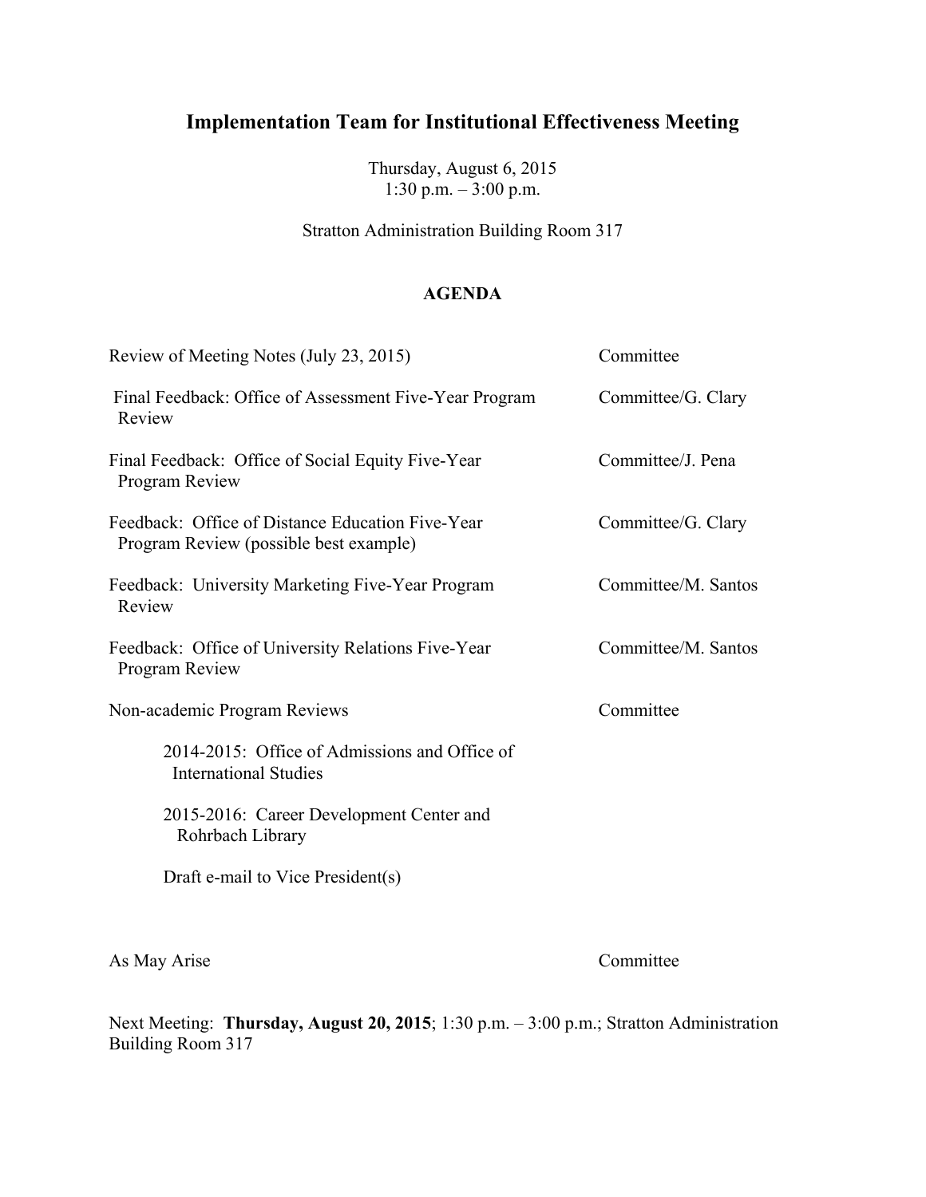# Implementation Team for Institutional Effectiveness Meeting

Thursday, August 6, 2015
1:30 p.m. – 3:00 p.m.

Stratton Administration Building Room 317

## AGENDA

| | |
|---|---|
| Review of Meeting Notes (July 23, 2015) | Committee |
| Final Feedback: Office of Assessment Five-Year Program Review | Committee/G. Clary |
| Final Feedback: Office of Social Equity Five-Year Program Review | Committee/J. Pena |
| Feedback: Office of Distance Education Five-Year Program Review (possible best example) | Committee/G. Clary |
| Feedback: University Marketing Five-Year Program Review | Committee/M. Santos |
| Feedback: Office of University Relations Five-Year Program Review | Committee/M. Santos |
| Non-academic Program Reviews | Committee |
| 2014-2015: Office of Admissions and Office of International Studies | |
| 2015-2016: Career Development Center and Rohrbach Library | |
| Draft e-mail to Vice President(s) | |
| As May Arise | Committee |

Next Meeting: **Thursday, August 20, 2015**; 1:30 p.m. – 3:00 p.m.; Stratton Administration Building Room 317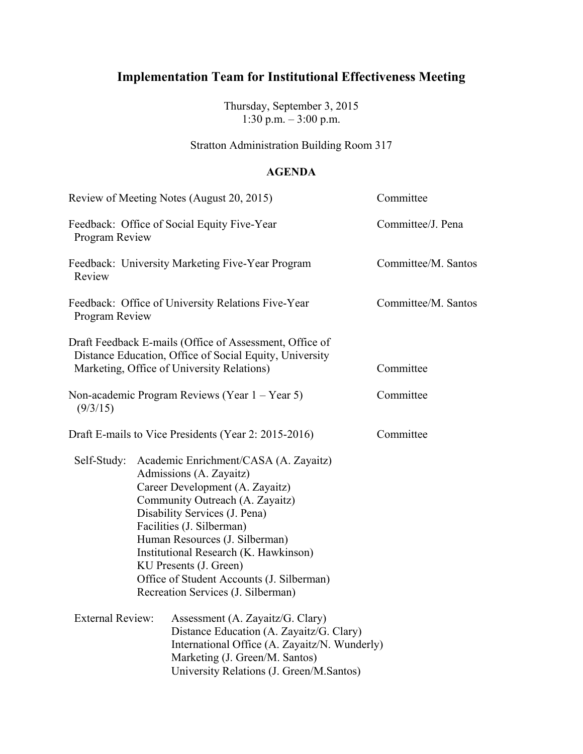# Implementation Team for Institutional Effectiveness Meeting

Thursday, September 3, 2015
1:30 p.m. – 3:00 p.m.

Stratton Administration Building Room 317

**AGENDA**

| Item | Responsible |
|---|---|
| Review of Meeting Notes (August 20, 2015) | Committee |
| Feedback: Office of Social Equity Five-Year Program Review | Committee/J. Pena |
| Feedback: University Marketing Five-Year Program Review | Committee/M. Santos |
| Feedback: Office of University Relations Five-Year Program Review | Committee/M. Santos |
| Draft Feedback E-mails (Office of Assessment, Office of Distance Education, Office of Social Equity, University Marketing, Office of University Relations) | Committee |
| Non-academic Program Reviews (Year 1 – Year 5) (9/3/15) | Committee |
| Draft E-mails to Vice Presidents (Year 2: 2015-2016) | Committee |

Self-Study:
- Academic Enrichment/CASA (A. Zayaitz)
- Admissions (A. Zayaitz)
- Career Development (A. Zayaitz)
- Community Outreach (A. Zayaitz)
- Disability Services (J. Pena)
- Facilities (J. Silberman)
- Human Resources (J. Silberman)
- Institutional Research (K. Hawkinson)
- KU Presents (J. Green)
- Office of Student Accounts (J. Silberman)
- Recreation Services (J. Silberman)

External Review:
- Assessment (A. Zayaitz/G. Clary)
- Distance Education (A. Zayaitz/G. Clary)
- International Office (A. Zayaitz/N. Wunderly)
- Marketing (J. Green/M. Santos)
- University Relations (J. Green/M.Santos)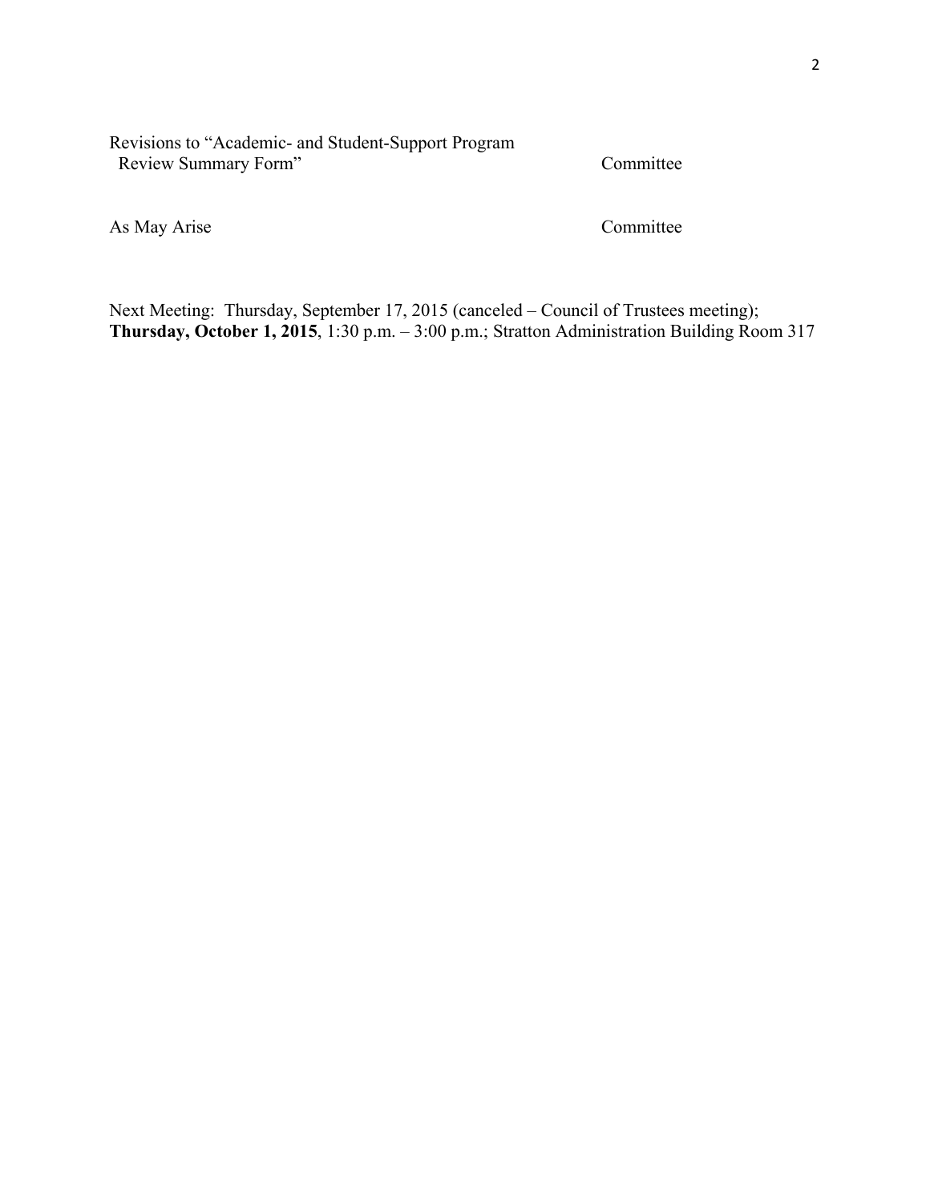| | |
|---|---|
| Revisions to "Academic- and Student-Support Program Review Summary Form" | Committee |
| As May Arise | Committee |

Next Meeting: Thursday, September 17, 2015 (canceled – Council of Trustees meeting); **Thursday, October 1, 2015**, 1:30 p.m. – 3:00 p.m.; Stratton Administration Building Room 317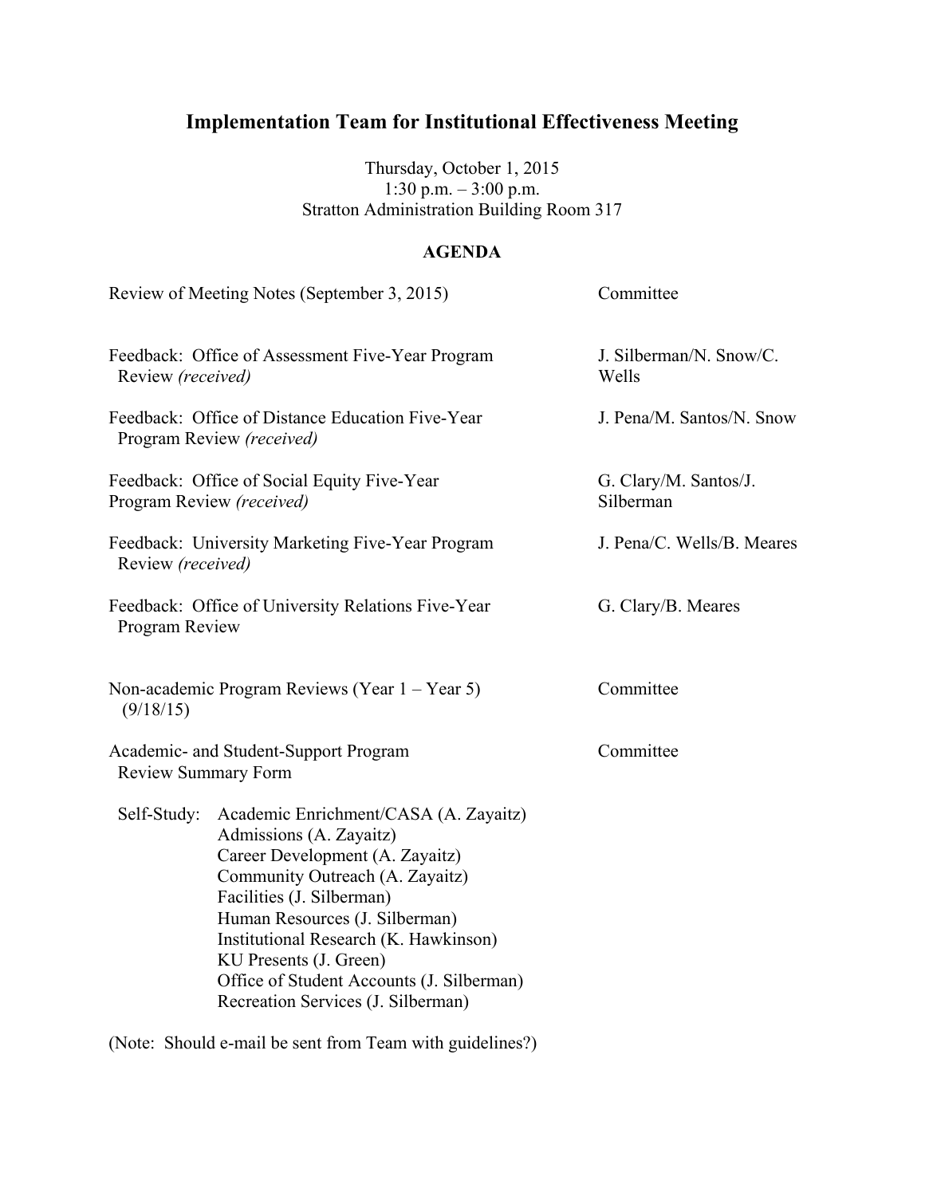# Implementation Team for Institutional Effectiveness Meeting

Thursday, October 1, 2015
1:30 p.m. – 3:00 p.m.
Stratton Administration Building Room 317

**AGENDA**

| | |
|---|---|
| Review of Meeting Notes (September 3, 2015) | Committee |
| Feedback: Office of Assessment Five-Year Program Review *(received)* | J. Silberman/N. Snow/C. Wells |
| Feedback: Office of Distance Education Five-Year Program Review *(received)* | J. Pena/M. Santos/N. Snow |
| Feedback: Office of Social Equity Five-Year Program Review *(received)* | G. Clary/M. Santos/J. Silberman |
| Feedback: University Marketing Five-Year Program Review *(received)* | J. Pena/C. Wells/B. Meares |
| Feedback: Office of University Relations Five-Year Program Review | G. Clary/B. Meares |
| Non-academic Program Reviews (Year 1 – Year 5) (9/18/15) | Committee |
| Academic- and Student-Support Program Review Summary Form | Committee |

Self-Study:
- Academic Enrichment/CASA (A. Zayaitz)
- Admissions (A. Zayaitz)
- Career Development (A. Zayaitz)
- Community Outreach (A. Zayaitz)
- Facilities (J. Silberman)
- Human Resources (J. Silberman)
- Institutional Research (K. Hawkinson)
- KU Presents (J. Green)
- Office of Student Accounts (J. Silberman)
- Recreation Services (J. Silberman)

(Note: Should e-mail be sent from Team with guidelines?)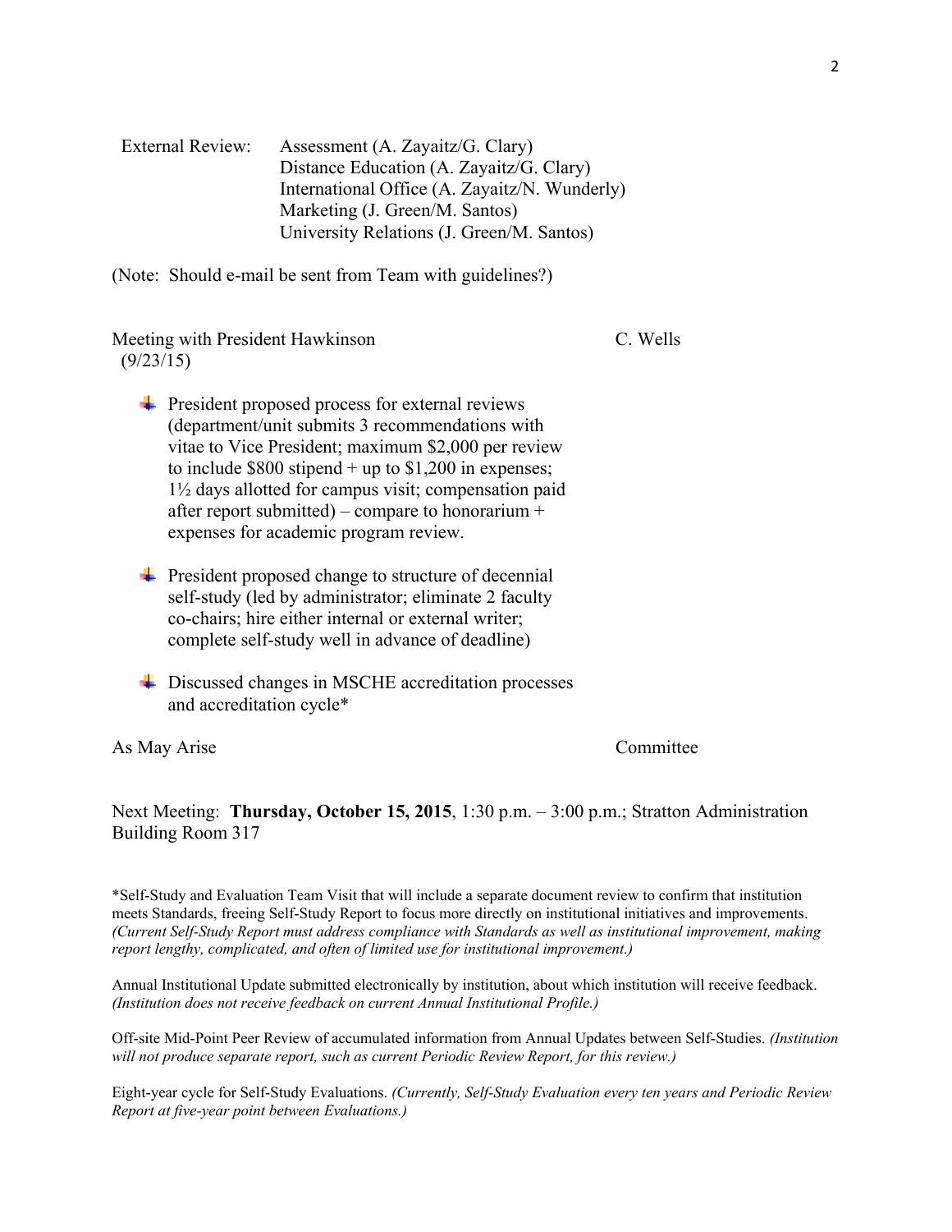External Review: Assessment (A. Zayaitz/G. Clary)
Distance Education (A. Zayaitz/G. Clary)
International Office (A. Zayaitz/N. Wunderly)
Marketing (J. Green/M. Santos)
University Relations (J. Green/M. Santos)

(Note: Should e-mail be sent from Team with guidelines?)

Meeting with President Hawkinson (9/23/15) — C. Wells

- President proposed process for external reviews (department/unit submits 3 recommendations with vitae to Vice President; maximum $2,000 per review to include $800 stipend + up to $1,200 in expenses; 1½ days allotted for campus visit; compensation paid after report submitted) – compare to honorarium + expenses for academic program review.

- President proposed change to structure of decennial self-study (led by administrator; eliminate 2 faculty co-chairs; hire either internal or external writer; complete self-study well in advance of deadline)

- Discussed changes in MSCHE accreditation processes and accreditation cycle*

As May Arise — Committee

Next Meeting: **Thursday, October 15, 2015**, 1:30 p.m. – 3:00 p.m.; Stratton Administration Building Room 317

*Self-Study and Evaluation Team Visit that will include a separate document review to confirm that institution meets Standards, freeing Self-Study Report to focus more directly on institutional initiatives and improvements. *(Current Self-Study Report must address compliance with Standards as well as institutional improvement, making report lengthy, complicated, and often of limited use for institutional improvement.)*

Annual Institutional Update submitted electronically by institution, about which institution will receive feedback. *(Institution does not receive feedback on current Annual Institutional Profile.)*

Off-site Mid-Point Peer Review of accumulated information from Annual Updates between Self-Studies. *(Institution will not produce separate report, such as current Periodic Review Report, for this review.)*

Eight-year cycle for Self-Study Evaluations. *(Currently, Self-Study Evaluation every ten years and Periodic Review Report at five-year point between Evaluations.)*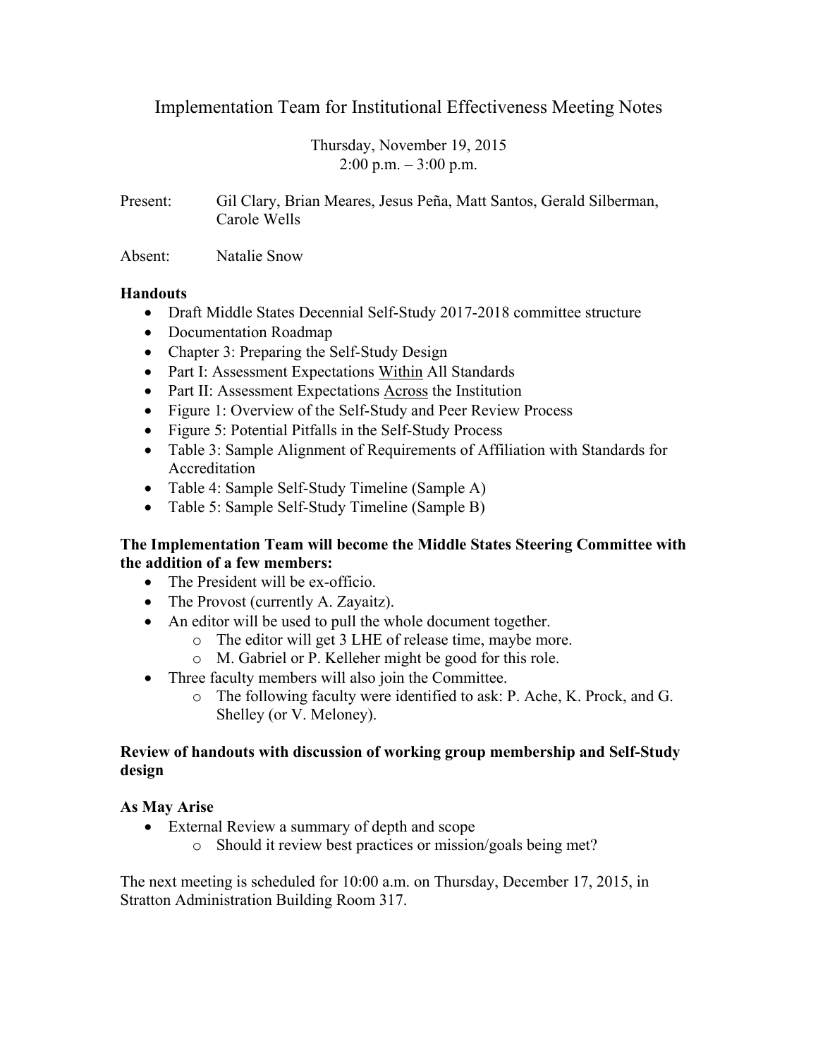# Implementation Team for Institutional Effectiveness Meeting Notes

Thursday, November 19, 2015
2:00 p.m. – 3:00 p.m.

Present: Gil Clary, Brian Meares, Jesus Peña, Matt Santos, Gerald Silberman, Carole Wells

Absent: Natalie Snow

**Handouts**

- Draft Middle States Decennial Self-Study 2017-2018 committee structure
- Documentation Roadmap
- Chapter 3: Preparing the Self-Study Design
- Part I: Assessment Expectations <u>Within</u> All Standards
- Part II: Assessment Expectations <u>Across</u> the Institution
- Figure 1: Overview of the Self-Study and Peer Review Process
- Figure 5: Potential Pitfalls in the Self-Study Process
- Table 3: Sample Alignment of Requirements of Affiliation with Standards for Accreditation
- Table 4: Sample Self-Study Timeline (Sample A)
- Table 5: Sample Self-Study Timeline (Sample B)

**The Implementation Team will become the Middle States Steering Committee with the addition of a few members:**

- The President will be ex-officio.
- The Provost (currently A. Zayaitz).
- An editor will be used to pull the whole document together.
  - The editor will get 3 LHE of release time, maybe more.
  - M. Gabriel or P. Kelleher might be good for this role.
- Three faculty members will also join the Committee.
  - The following faculty were identified to ask: P. Ache, K. Prock, and G. Shelley (or V. Meloney).

**Review of handouts with discussion of working group membership and Self-Study design**

**As May Arise**

- External Review a summary of depth and scope
  - Should it review best practices or mission/goals being met?

The next meeting is scheduled for 10:00 a.m. on Thursday, December 17, 2015, in Stratton Administration Building Room 317.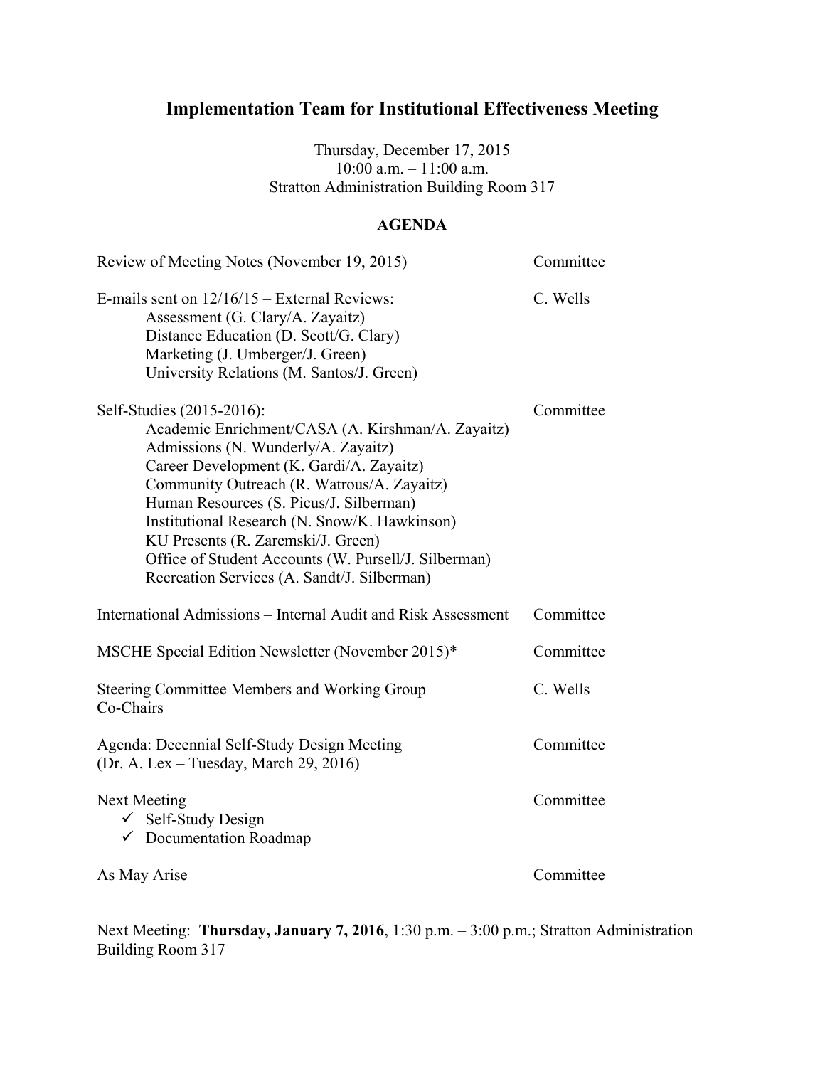# Implementation Team for Institutional Effectiveness Meeting

Thursday, December 17, 2015
10:00 a.m. – 11:00 a.m.
Stratton Administration Building Room 317

## AGENDA

| Item | Responsible |
|---|---|
| Review of Meeting Notes (November 19, 2015) | Committee |
| E-mails sent on 12/16/15 – External Reviews:<br>Assessment (G. Clary/A. Zayaitz)<br>Distance Education (D. Scott/G. Clary)<br>Marketing (J. Umberger/J. Green)<br>University Relations (M. Santos/J. Green) | C. Wells |
| Self-Studies (2015-2016):<br>Academic Enrichment/CASA (A. Kirshman/A. Zayaitz)<br>Admissions (N. Wunderly/A. Zayaitz)<br>Career Development (K. Gardi/A. Zayaitz)<br>Community Outreach (R. Watrous/A. Zayaitz)<br>Human Resources (S. Picus/J. Silberman)<br>Institutional Research (N. Snow/K. Hawkinson)<br>KU Presents (R. Zaremski/J. Green)<br>Office of Student Accounts (W. Pursell/J. Silberman)<br>Recreation Services (A. Sandt/J. Silberman) | Committee |
| International Admissions – Internal Audit and Risk Assessment | Committee |
| MSCHE Special Edition Newsletter (November 2015)* | Committee |
| Steering Committee Members and Working Group Co-Chairs | C. Wells |
| Agenda: Decennial Self-Study Design Meeting<br>(Dr. A. Lex – Tuesday, March 29, 2016) | Committee |
| Next Meeting<br>✓ Self-Study Design<br>✓ Documentation Roadmap | Committee |
| As May Arise | Committee |

Next Meeting: **Thursday, January 7, 2016**, 1:30 p.m. – 3:00 p.m.; Stratton Administration Building Room 317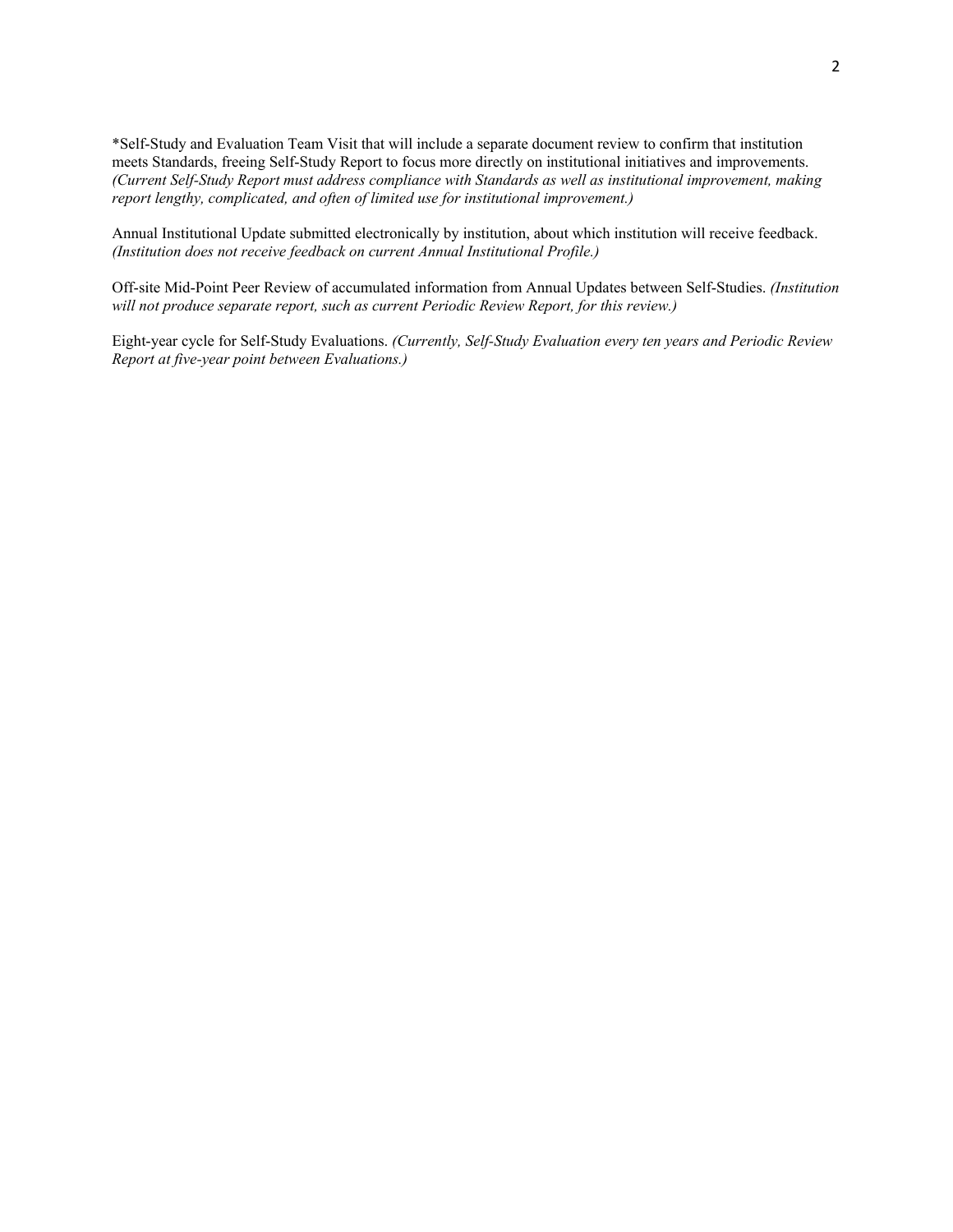*Self-Study and Evaluation Team Visit that will include a separate document review to confirm that institution meets Standards, freeing Self-Study Report to focus more directly on institutional initiatives and improvements. *(Current Self-Study Report must address compliance with Standards as well as institutional improvement, making report lengthy, complicated, and often of limited use for institutional improvement.)*

Annual Institutional Update submitted electronically by institution, about which institution will receive feedback. *(Institution does not receive feedback on current Annual Institutional Profile.)*

Off-site Mid-Point Peer Review of accumulated information from Annual Updates between Self-Studies. *(Institution will not produce separate report, such as current Periodic Review Report, for this review.)*

Eight-year cycle for Self-Study Evaluations. *(Currently, Self-Study Evaluation every ten years and Periodic Review Report at five-year point between Evaluations.)*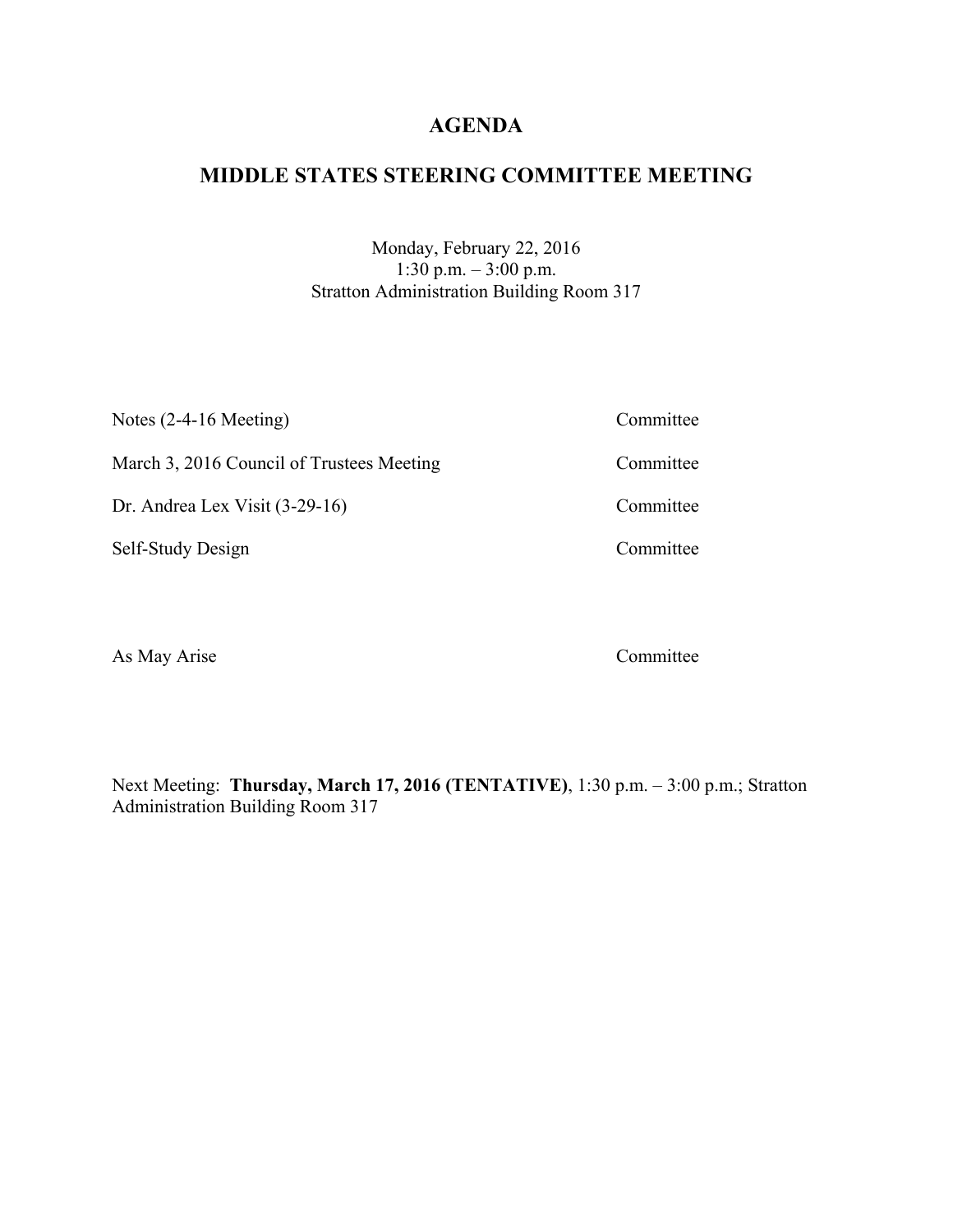# AGENDA

## MIDDLE STATES STEERING COMMITTEE MEETING

Monday, February 22, 2016
1:30 p.m. – 3:00 p.m.
Stratton Administration Building Room 317

| | |
|---|---|
| Notes (2-4-16 Meeting) | Committee |
| March 3, 2016 Council of Trustees Meeting | Committee |
| Dr. Andrea Lex Visit (3-29-16) | Committee |
| Self-Study Design | Committee |
| | |
| As May Arise | Committee |

Next Meeting: **Thursday, March 17, 2016 (TENTATIVE)**, 1:30 p.m. – 3:00 p.m.; Stratton Administration Building Room 317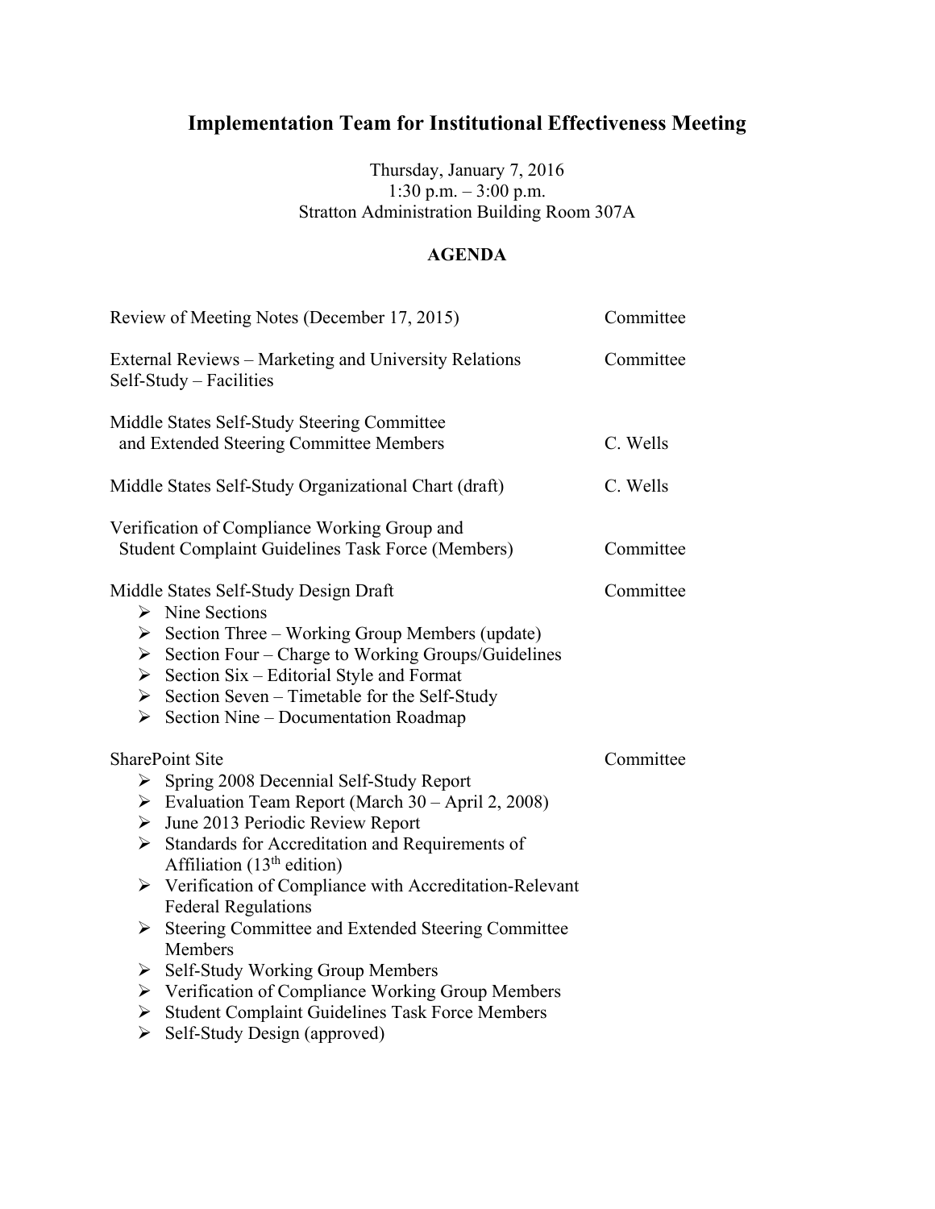# Implementation Team for Institutional Effectiveness Meeting

Thursday, January 7, 2016
1:30 p.m. – 3:00 p.m.
Stratton Administration Building Room 307A

## AGENDA

| | |
|---|---|
| Review of Meeting Notes (December 17, 2015) | Committee |
| External Reviews – Marketing and University Relations<br>Self-Study – Facilities | Committee |
| Middle States Self-Study Steering Committee and Extended Steering Committee Members | C. Wells |
| Middle States Self-Study Organizational Chart (draft) | C. Wells |
| Verification of Compliance Working Group and Student Complaint Guidelines Task Force (Members) | Committee |
| Middle States Self-Study Design Draft | Committee |

- Nine Sections
- Section Three – Working Group Members (update)
- Section Four – Charge to Working Groups/Guidelines
- Section Six – Editorial Style and Format
- Section Seven – Timetable for the Self-Study
- Section Nine – Documentation Roadmap

| | |
|---|---|
| SharePoint Site | Committee |

- Spring 2008 Decennial Self-Study Report
- Evaluation Team Report (March 30 – April 2, 2008)
- June 2013 Periodic Review Report
- Standards for Accreditation and Requirements of Affiliation (13th edition)
- Verification of Compliance with Accreditation-Relevant Federal Regulations
- Steering Committee and Extended Steering Committee Members
- Self-Study Working Group Members
- Verification of Compliance Working Group Members
- Student Complaint Guidelines Task Force Members
- Self-Study Design (approved)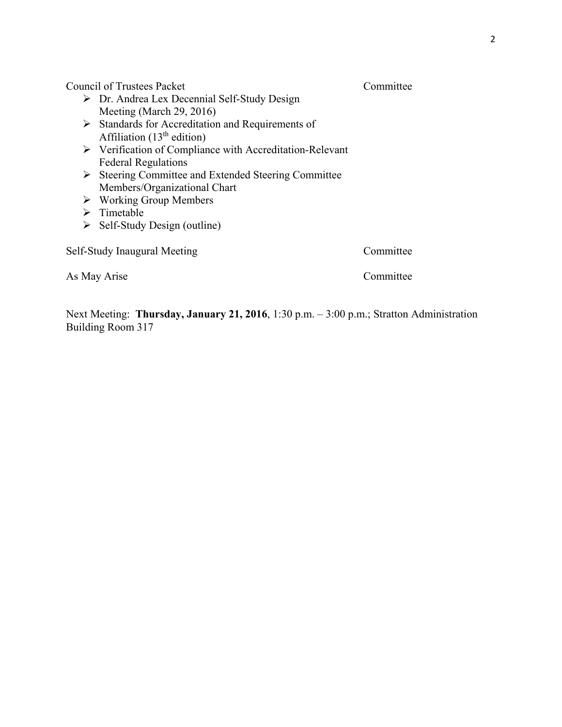| | |
|---|---|
| Council of Trustees Packet<br>➢ Dr. Andrea Lex Decennial Self-Study Design Meeting (March 29, 2016)<br>➢ Standards for Accreditation and Requirements of Affiliation (13th edition)<br>➢ Verification of Compliance with Accreditation-Relevant Federal Regulations<br>➢ Steering Committee and Extended Steering Committee Members/Organizational Chart<br>➢ Working Group Members<br>➢ Timetable<br>➢ Self-Study Design (outline) | Committee |
| Self-Study Inaugural Meeting | Committee |
| As May Arise | Committee |

Next Meeting: **Thursday, January 21, 2016**, 1:30 p.m. – 3:00 p.m.; Stratton Administration Building Room 317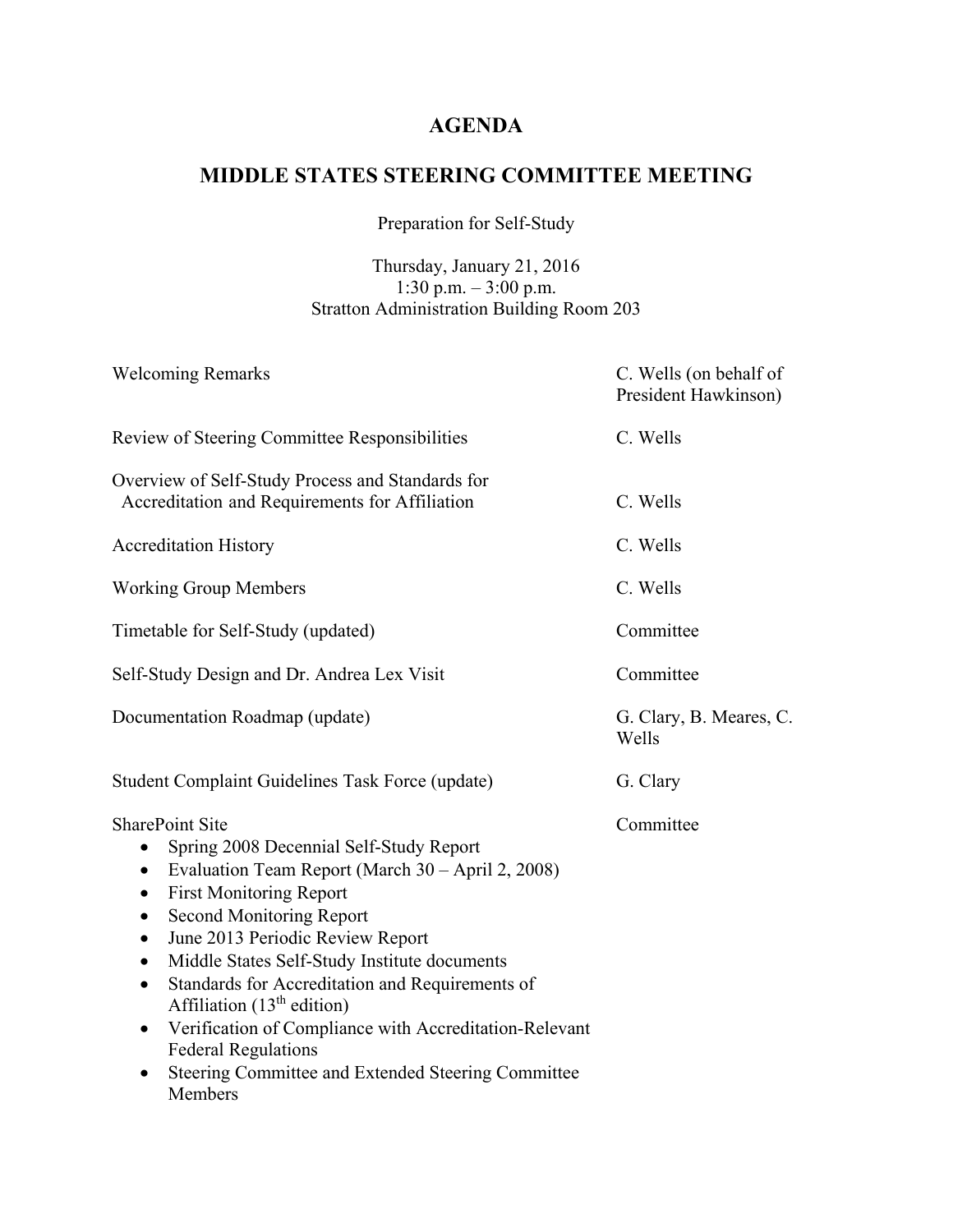# AGENDA

## MIDDLE STATES STEERING COMMITTEE MEETING

Preparation for Self-Study

Thursday, January 21, 2016
1:30 p.m. – 3:00 p.m.
Stratton Administration Building Room 203

| Item | Presenter |
|---|---|
| Welcoming Remarks | C. Wells (on behalf of President Hawkinson) |
| Review of Steering Committee Responsibilities | C. Wells |
| Overview of Self-Study Process and Standards for Accreditation and Requirements for Affiliation | C. Wells |
| Accreditation History | C. Wells |
| Working Group Members | C. Wells |
| Timetable for Self-Study (updated) | Committee |
| Self-Study Design and Dr. Andrea Lex Visit | Committee |
| Documentation Roadmap (update) | G. Clary, B. Meares, C. Wells |
| Student Complaint Guidelines Task Force (update) | G. Clary |
| SharePoint Site | Committee |

- Spring 2008 Decennial Self-Study Report
- Evaluation Team Report (March 30 – April 2, 2008)
- First Monitoring Report
- Second Monitoring Report
- June 2013 Periodic Review Report
- Middle States Self-Study Institute documents
- Standards for Accreditation and Requirements of Affiliation (13th edition)
- Verification of Compliance with Accreditation-Relevant Federal Regulations
- Steering Committee and Extended Steering Committee Members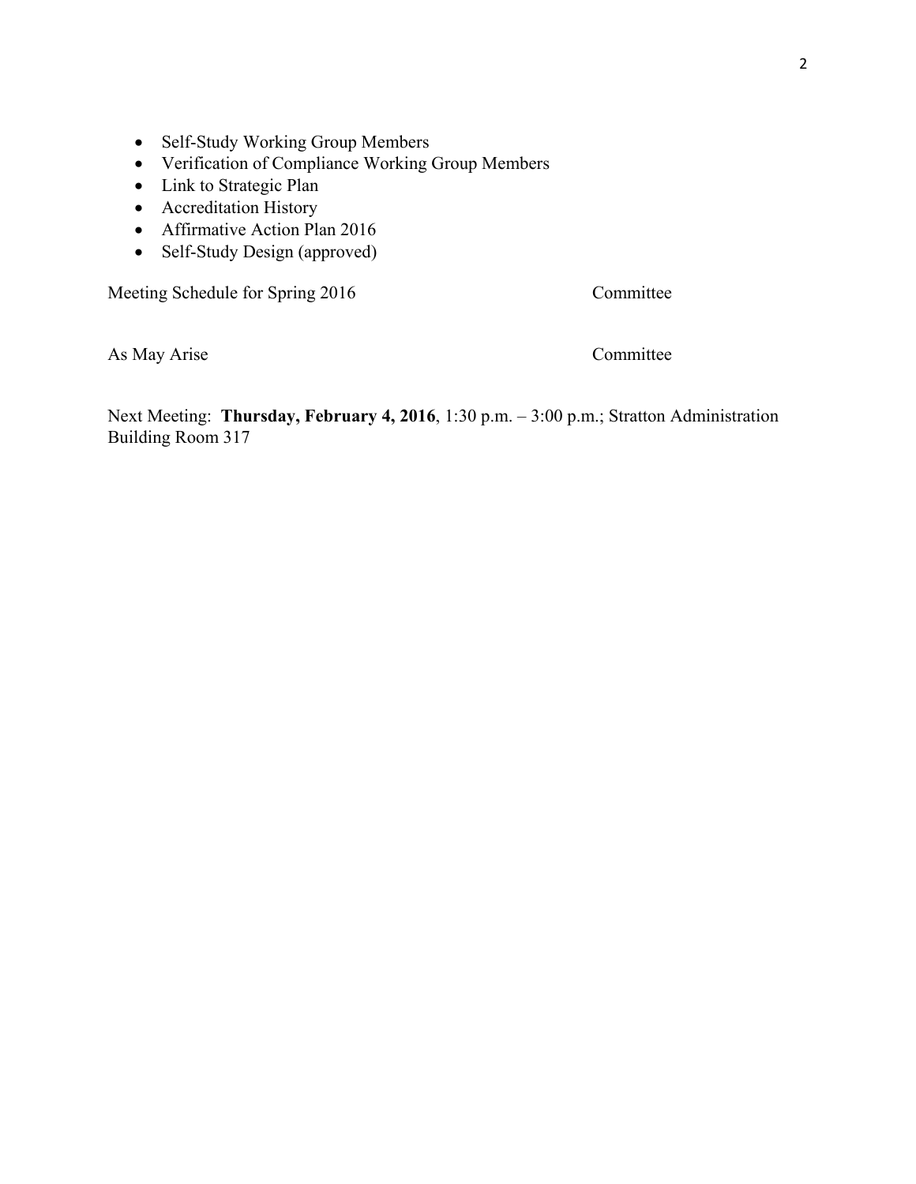- Self-Study Working Group Members
- Verification of Compliance Working Group Members
- Link to Strategic Plan
- Accreditation History
- Affirmative Action Plan 2016
- Self-Study Design (approved)

| | |
|---|---|
| Meeting Schedule for Spring 2016 | Committee |
| As May Arise | Committee |

Next Meeting: **Thursday, February 4, 2016**, 1:30 p.m. – 3:00 p.m.; Stratton Administration Building Room 317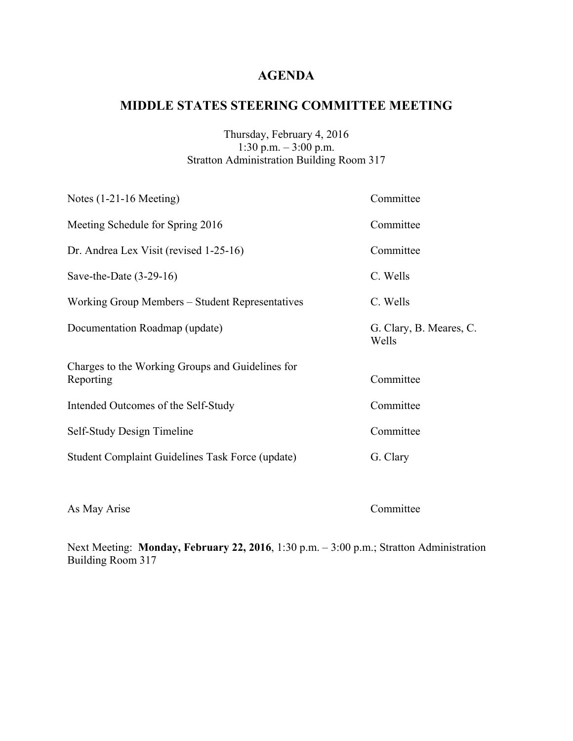# AGENDA

## MIDDLE STATES STEERING COMMITTEE MEETING

Thursday, February 4, 2016
1:30 p.m. – 3:00 p.m.
Stratton Administration Building Room 317

| | |
|---|---|
| Notes (1-21-16 Meeting) | Committee |
| Meeting Schedule for Spring 2016 | Committee |
| Dr. Andrea Lex Visit (revised 1-25-16) | Committee |
| Save-the-Date (3-29-16) | C. Wells |
| Working Group Members – Student Representatives | C. Wells |
| Documentation Roadmap (update) | G. Clary, B. Meares, C. Wells |
| Charges to the Working Groups and Guidelines for Reporting | Committee |
| Intended Outcomes of the Self-Study | Committee |
| Self-Study Design Timeline | Committee |
| Student Complaint Guidelines Task Force (update) | G. Clary |
| As May Arise | Committee |

Next Meeting: **Monday, February 22, 2016**, 1:30 p.m. – 3:00 p.m.; Stratton Administration Building Room 317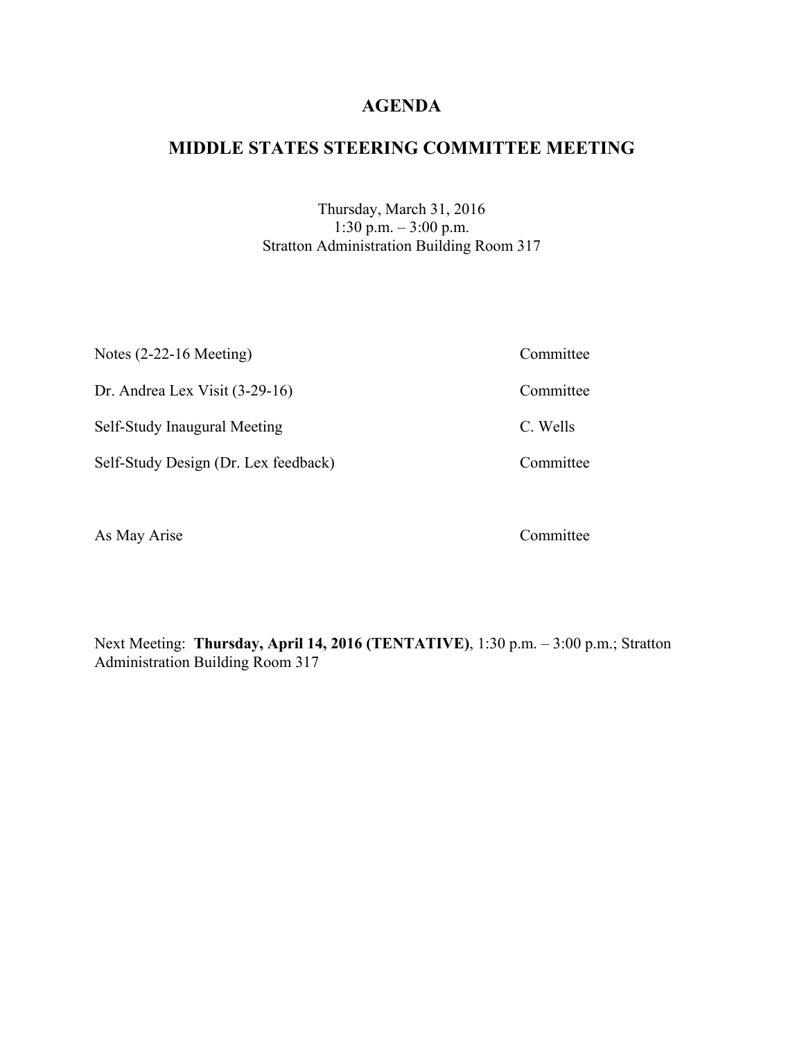# AGENDA

## MIDDLE STATES STEERING COMMITTEE MEETING

Thursday, March 31, 2016
1:30 p.m. – 3:00 p.m.
Stratton Administration Building Room 317

| | |
|---|---|
| Notes (2-22-16 Meeting) | Committee |
| Dr. Andrea Lex Visit (3-29-16) | Committee |
| Self-Study Inaugural Meeting | C. Wells |
| Self-Study Design (Dr. Lex feedback) | Committee |
| As May Arise | Committee |

Next Meeting: **Thursday, April 14, 2016 (TENTATIVE)**, 1:30 p.m. – 3:00 p.m.; Stratton Administration Building Room 317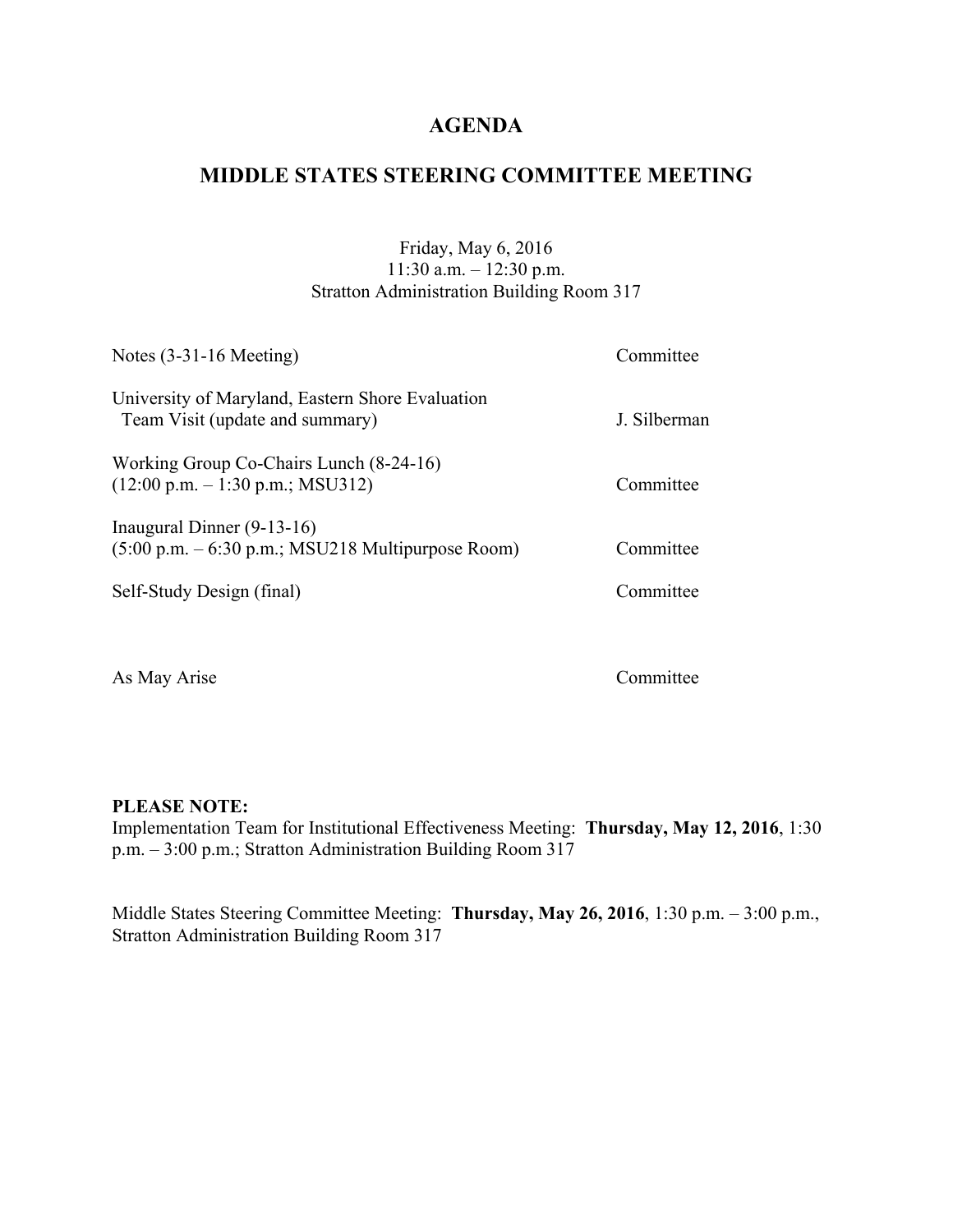# AGENDA

## MIDDLE STATES STEERING COMMITTEE MEETING

Friday, May 6, 2016
11:30 a.m. – 12:30 p.m.
Stratton Administration Building Room 317

| | |
|---|---|
| Notes (3-31-16 Meeting) | Committee |
| University of Maryland, Eastern Shore Evaluation Team Visit (update and summary) | J. Silberman |
| Working Group Co-Chairs Lunch (8-24-16) (12:00 p.m. – 1:30 p.m.; MSU312) | Committee |
| Inaugural Dinner (9-13-16) (5:00 p.m. – 6:30 p.m.; MSU218 Multipurpose Room) | Committee |
| Self-Study Design (final) | Committee |
| As May Arise | Committee |

**PLEASE NOTE:**
Implementation Team for Institutional Effectiveness Meeting: **Thursday, May 12, 2016**, 1:30 p.m. – 3:00 p.m.; Stratton Administration Building Room 317

Middle States Steering Committee Meeting: **Thursday, May 26, 2016**, 1:30 p.m. – 3:00 p.m., Stratton Administration Building Room 317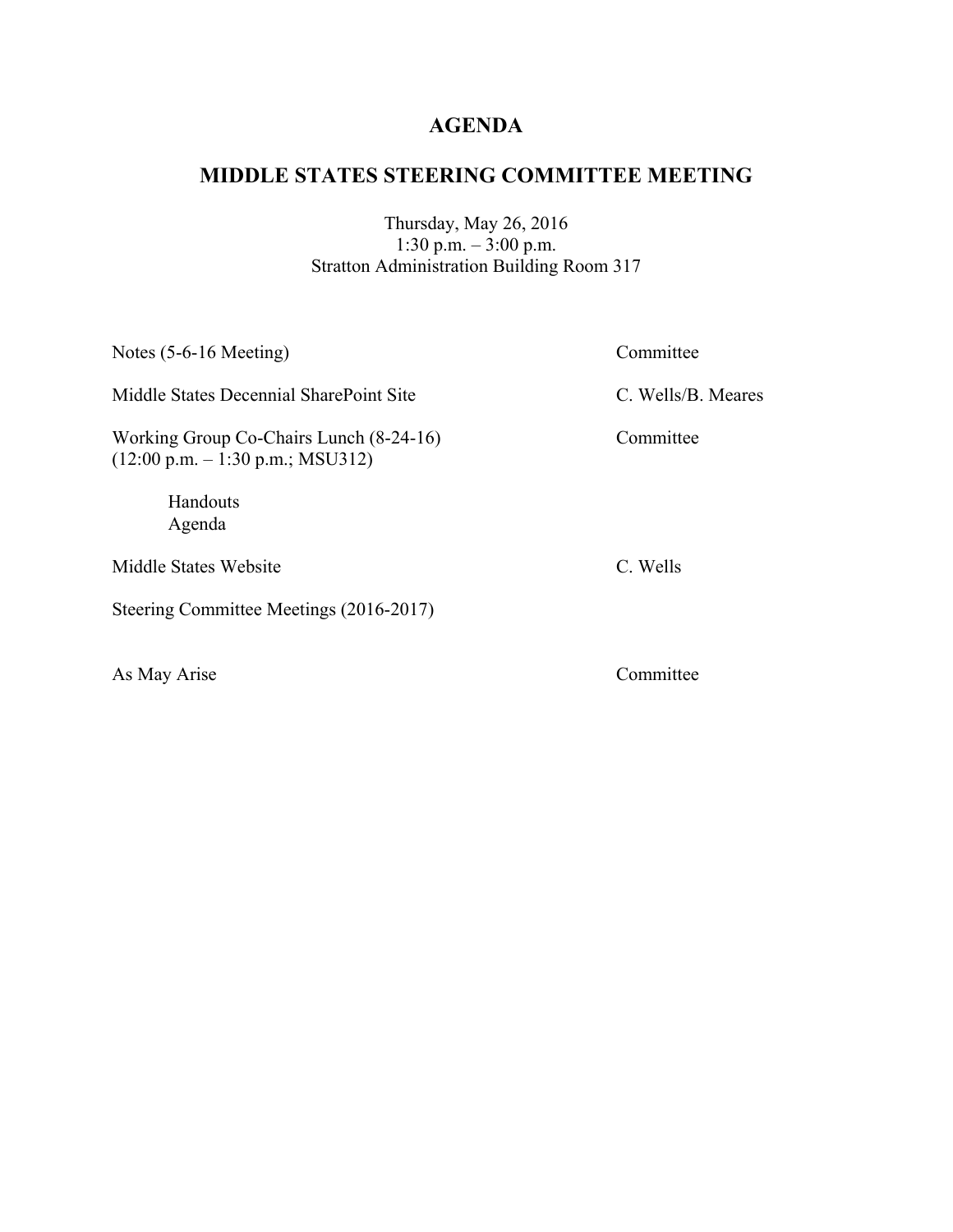# AGENDA

## MIDDLE STATES STEERING COMMITTEE MEETING

Thursday, May 26, 2016
1:30 p.m. – 3:00 p.m.
Stratton Administration Building Room 317

| | |
|---|---|
| Notes (5-6-16 Meeting) | Committee |
| Middle States Decennial SharePoint Site | C. Wells/B. Meares |
| Working Group Co-Chairs Lunch (8-24-16) (12:00 p.m. – 1:30 p.m.; MSU312) | Committee |
| Handouts | |
| Agenda | |
| Middle States Website | C. Wells |
| Steering Committee Meetings (2016-2017) | |
| As May Arise | Committee |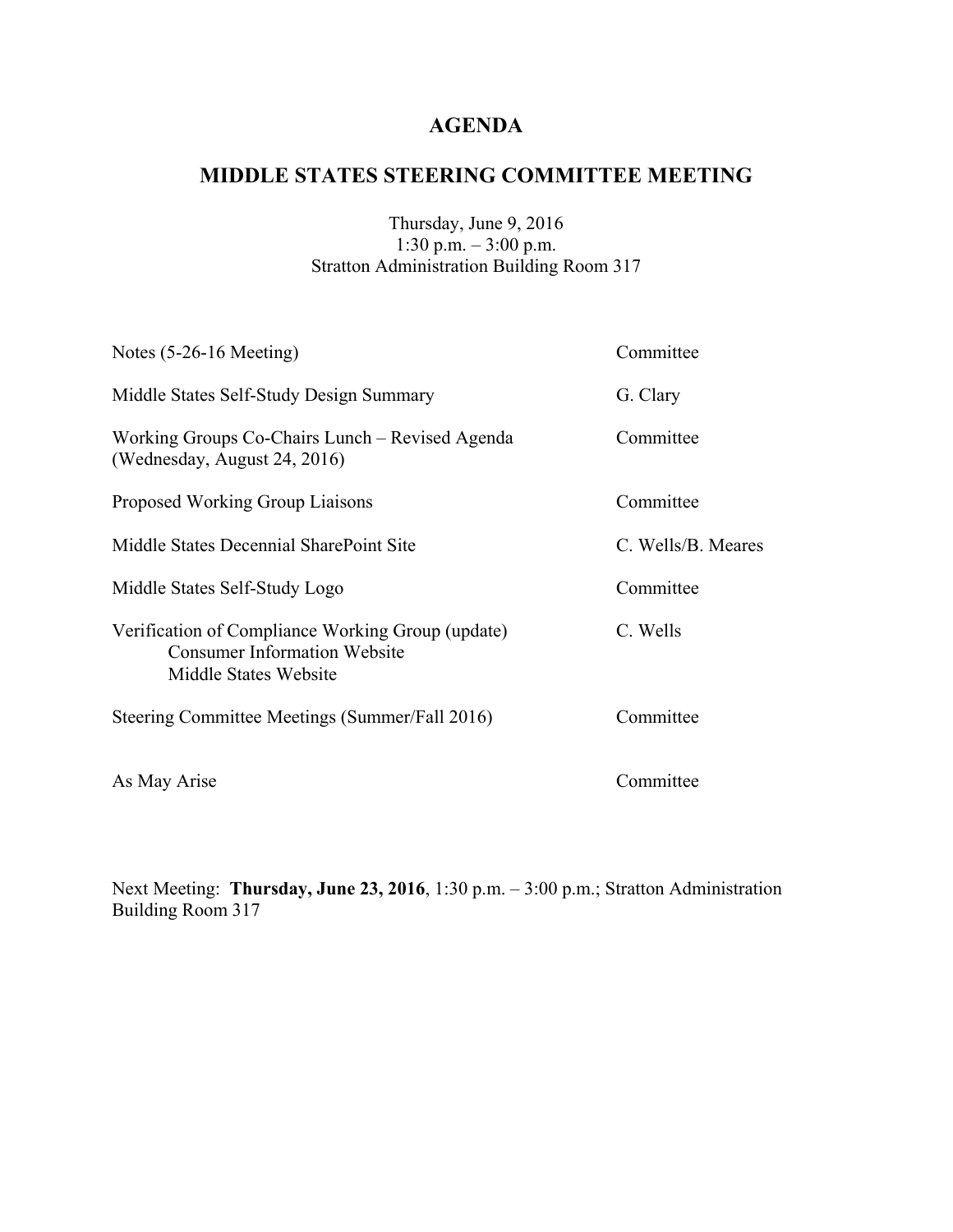# AGENDA

## MIDDLE STATES STEERING COMMITTEE MEETING

Thursday, June 9, 2016
1:30 p.m. – 3:00 p.m.
Stratton Administration Building Room 317

| | |
|---|---|
| Notes (5-26-16 Meeting) | Committee |
| Middle States Self-Study Design Summary | G. Clary |
| Working Groups Co-Chairs Lunch – Revised Agenda (Wednesday, August 24, 2016) | Committee |
| Proposed Working Group Liaisons | Committee |
| Middle States Decennial SharePoint Site | C. Wells/B. Meares |
| Middle States Self-Study Logo | Committee |
| Verification of Compliance Working Group (update)<br>Consumer Information Website<br>Middle States Website | C. Wells |
| Steering Committee Meetings (Summer/Fall 2016) | Committee |
| As May Arise | Committee |

Next Meeting: **Thursday, June 23, 2016**, 1:30 p.m. – 3:00 p.m.; Stratton Administration Building Room 317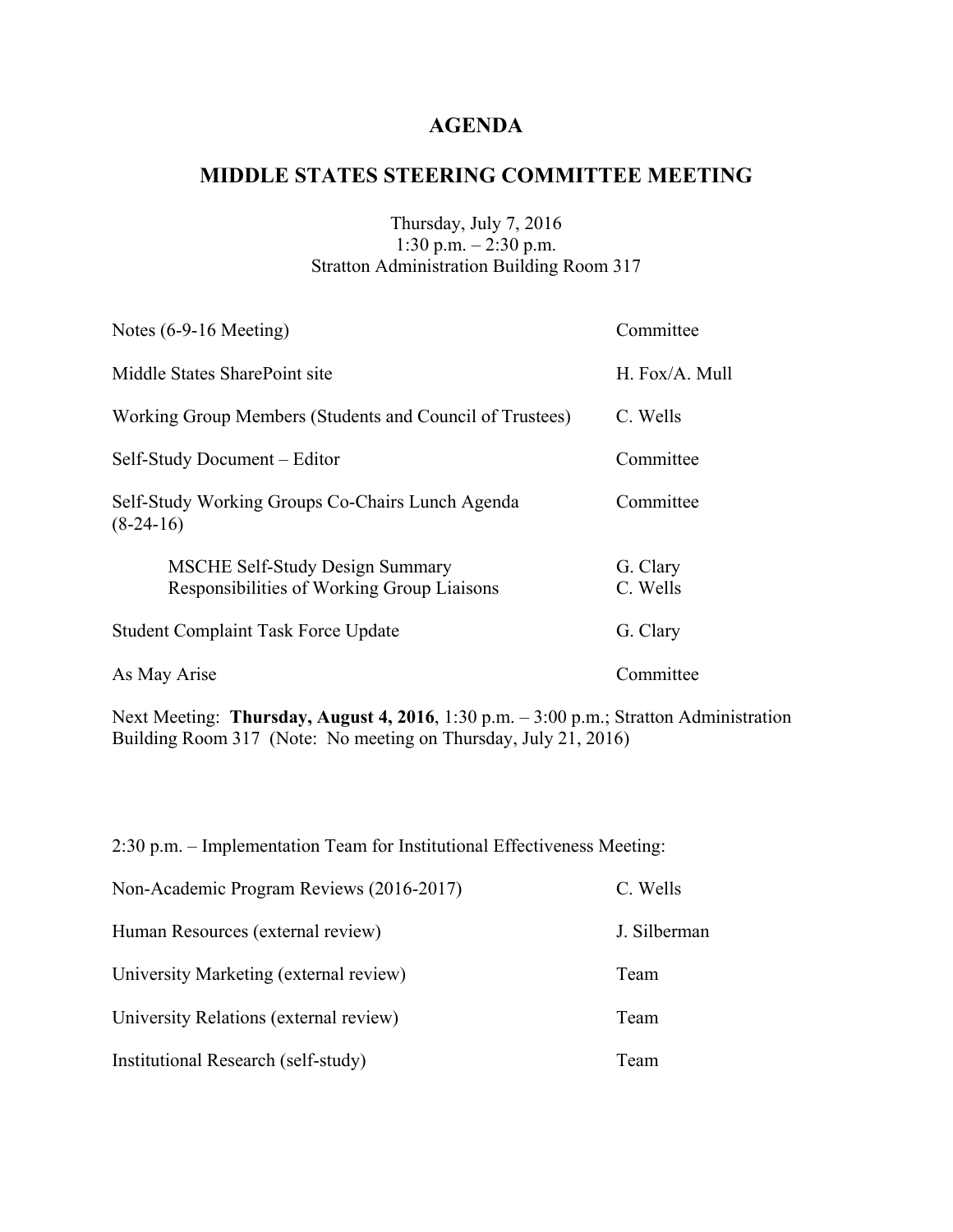# AGENDA

## MIDDLE STATES STEERING COMMITTEE MEETING

Thursday, July 7, 2016
1:30 p.m. – 2:30 p.m.
Stratton Administration Building Room 317

| | |
|---|---|
| Notes (6-9-16 Meeting) | Committee |
| Middle States SharePoint site | H. Fox/A. Mull |
| Working Group Members (Students and Council of Trustees) | C. Wells |
| Self-Study Document – Editor | Committee |
| Self-Study Working Groups Co-Chairs Lunch Agenda (8-24-16) | Committee |
| MSCHE Self-Study Design Summary | G. Clary |
| Responsibilities of Working Group Liaisons | C. Wells |
| Student Complaint Task Force Update | G. Clary |
| As May Arise | Committee |

Next Meeting: **Thursday, August 4, 2016**, 1:30 p.m. – 3:00 p.m.; Stratton Administration Building Room 317 (Note: No meeting on Thursday, July 21, 2016)

2:30 p.m. – Implementation Team for Institutional Effectiveness Meeting:

| | |
|---|---|
| Non-Academic Program Reviews (2016-2017) | C. Wells |
| Human Resources (external review) | J. Silberman |
| University Marketing (external review) | Team |
| University Relations (external review) | Team |
| Institutional Research (self-study) | Team |